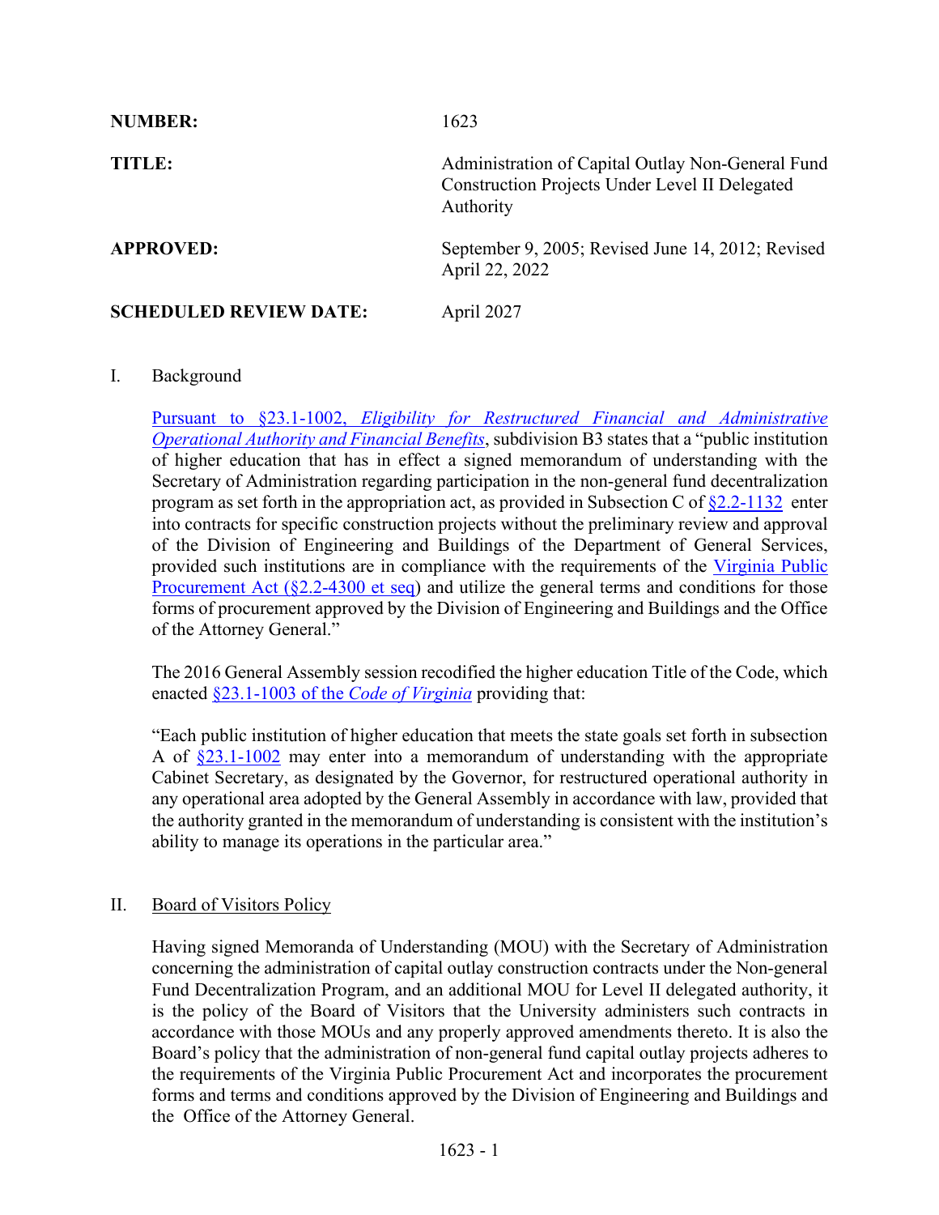**NUMBER:** 1623

**TITLE:** Administration of Capital Outlay Non-General Fund Construction Projects Under Level II Delegated Authority

**APPROVED:** September 9, 2005; Revised June 14, 2012; Revised April 22, 2022

**SCHEDULED REVIEW DATE:** April 2027

## I. Background

Pursuant to §23.1-1002, *Eligibility for Restructured Financial and Administrative Operational Authority and Financial Benefits*, subdivision B3 states that a "public institution of higher education that has in effect a signed memorandum of understanding with the Secretary of Administration regarding participation in the non-general fund decentralization program as set forth in the appropriation act, as provided in Subsection C of §2.2-1132 enter into contracts for specific construction projects without the preliminary review and approval of the Division of Engineering and Buildings of the Department of General Services, provided such institutions are in compliance with the requirements of the Virginia Public Procurement Act (§2.2-4300 et seq) and utilize the general terms and conditions for those forms of procurement approved by the Division of Engineering and Buildings and the Office of the Attorney General."

The 2016 General Assembly session recodified the higher education Title of the Code, which enacted §23.1-1003 of the *Code of Virginia* providing that:

"Each public institution of higher education that meets the state goals set forth in subsection A of §23.1-1002 may enter into a memorandum of understanding with the appropriate Cabinet Secretary, as designated by the Governor, for restructured operational authority in any operational area adopted by the General Assembly in accordance with law, provided that the authority granted in the memorandum of understanding is consistent with the institution's ability to manage its operations in the particular area."

## II. Board of Visitors Policy

Having signed Memoranda of Understanding (MOU) with the Secretary of Administration concerning the administration of capital outlay construction contracts under the Non-general Fund Decentralization Program, and an additional MOU for Level II delegated authority, it is the policy of the Board of Visitors that the University administers such contracts in accordance with those MOUs and any properly approved amendments thereto. It is also the Board's policy that the administration of non-general fund capital outlay projects adheres to the requirements of the Virginia Public Procurement Act and incorporates the procurement forms and terms and conditions approved by the Division of Engineering and Buildings and the Office of the Attorney General.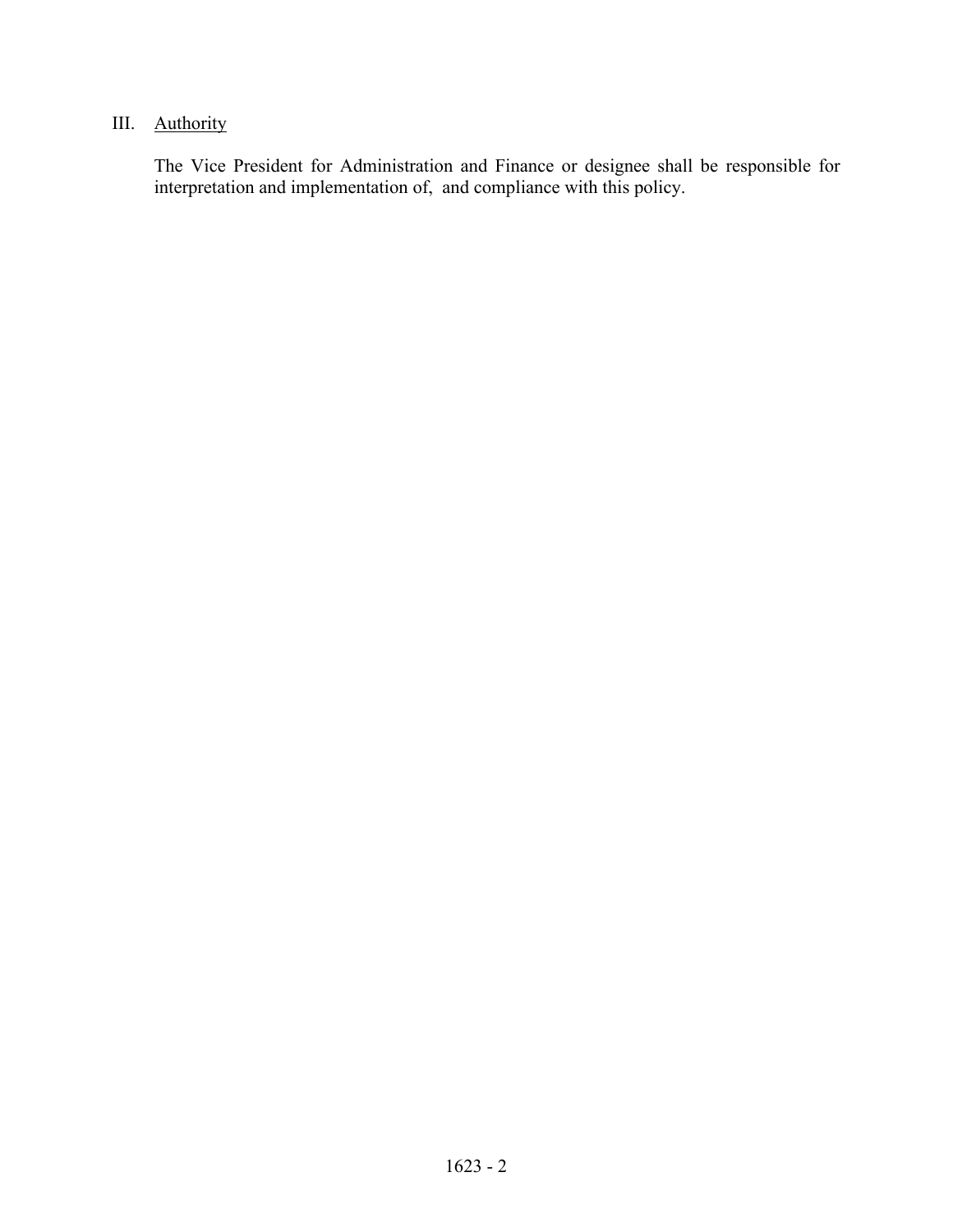## III. Authority

The Vice President for Administration and Finance or designee shall be responsible for interpretation and implementation of, and compliance with this policy.